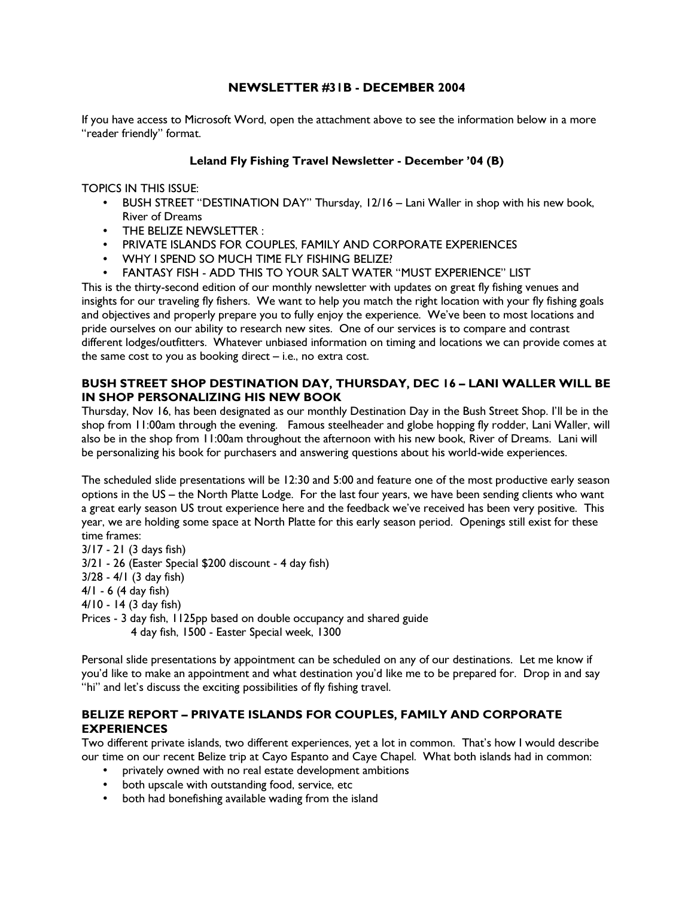**NEWSLETTER #31B - DECEMBER 2004**

If you have access to Microsoft Word, open the attachment above to see the information below in a more "reader friendly" format.

**Leland Fly Fishing Travel Newsletter - December '04 (B)**

TOPICS IN THIS ISSUE:

- BUSH STREET "DESTINATION DAY" Thursday, 12/16 – Lani Waller in shop with his new book, River of Dreams
- THE BELIZE NEWSLETTER :
- PRIVATE ISLANDS FOR COUPLES, FAMILY AND CORPORATE EXPERIENCES
- WHY I SPEND SO MUCH TIME FLY FISHING BELIZE?
- FANTASY FISH - ADD THIS TO YOUR SALT WATER "MUST EXPERIENCE" LIST

This is the thirty-second edition of our monthly newsletter with updates on great fly fishing venues and insights for our traveling fly fishers. We want to help you match the right location with your fly fishing goals and objectives and properly prepare you to fully enjoy the experience. We've been to most locations and pride ourselves on our ability to research new sites. One of our services is to compare and contrast different lodges/outfitters. Whatever unbiased information on timing and locations we can provide comes at the same cost to you as booking direct – i.e., no extra cost.

### BUSH STREET SHOP DESTINATION DAY, THURSDAY, DEC 16 – LANI WALLER WILL BE IN SHOP PERSONALIZING HIS NEW BOOK

Thursday, Nov 16, has been designated as our monthly Destination Day in the Bush Street Shop. I'll be in the shop from 11:00am through the evening. Famous steelheader and globe hopping fly rodder, Lani Waller, will also be in the shop from 11:00am throughout the afternoon with his new book, River of Dreams. Lani will be personalizing his book for purchasers and answering questions about his world-wide experiences.

The scheduled slide presentations will be 12:30 and 5:00 and feature one of the most productive early season options in the US – the North Platte Lodge. For the last four years, we have been sending clients who want a great early season US trout experience here and the feedback we've received has been very positive. This year, we are holding some space at North Platte for this early season period. Openings still exist for these time frames:

3/17 - 21 (3 days fish)
3/21 - 26 (Easter Special $200 discount - 4 day fish)
3/28 - 4/1 (3 day fish)
4/1 - 6 (4 day fish)
4/10 - 14 (3 day fish)
Prices - 3 day fish, 1125pp based on double occupancy and shared guide
4 day fish, 1500 - Easter Special week, 1300

Personal slide presentations by appointment can be scheduled on any of our destinations. Let me know if you'd like to make an appointment and what destination you'd like me to be prepared for. Drop in and say "hi" and let's discuss the exciting possibilities of fly fishing travel.

### BELIZE REPORT – PRIVATE ISLANDS FOR COUPLES, FAMILY AND CORPORATE EXPERIENCES

Two different private islands, two different experiences, yet a lot in common. That's how I would describe our time on our recent Belize trip at Cayo Espanto and Caye Chapel. What both islands had in common:

- privately owned with no real estate development ambitions
- both upscale with outstanding food, service, etc
- both had bonefishing available wading from the island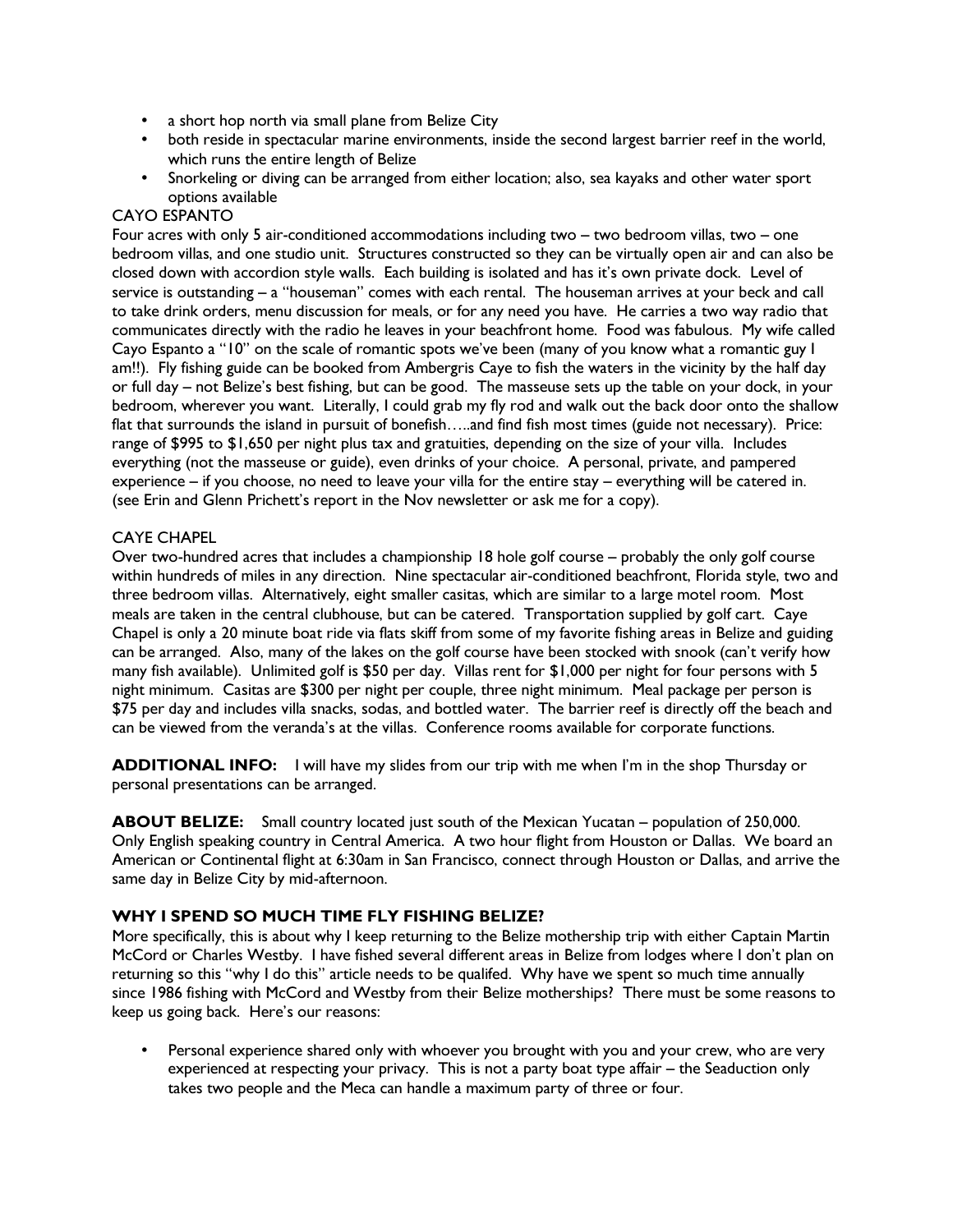- a short hop north via small plane from Belize City
- both reside in spectacular marine environments, inside the second largest barrier reef in the world, which runs the entire length of Belize
- Snorkeling or diving can be arranged from either location; also, sea kayaks and other water sport options available

CAYO ESPANTO

Four acres with only 5 air-conditioned accommodations including two – two bedroom villas, two – one bedroom villas, and one studio unit. Structures constructed so they can be virtually open air and can also be closed down with accordion style walls. Each building is isolated and has it's own private dock. Level of service is outstanding – a "houseman" comes with each rental. The houseman arrives at your beck and call to take drink orders, menu discussion for meals, or for any need you have. He carries a two way radio that communicates directly with the radio he leaves in your beachfront home. Food was fabulous. My wife called Cayo Espanto a "10" on the scale of romantic spots we've been (many of you know what a romantic guy I am!!). Fly fishing guide can be booked from Ambergris Caye to fish the waters in the vicinity by the half day or full day – not Belize's best fishing, but can be good. The masseuse sets up the table on your dock, in your bedroom, wherever you want. Literally, I could grab my fly rod and walk out the back door onto the shallow flat that surrounds the island in pursuit of bonefish…..and find fish most times (guide not necessary). Price: range of $995 to $1,650 per night plus tax and gratuities, depending on the size of your villa. Includes everything (not the masseuse or guide), even drinks of your choice. A personal, private, and pampered experience – if you choose, no need to leave your villa for the entire stay – everything will be catered in. (see Erin and Glenn Prichett's report in the Nov newsletter or ask me for a copy).

CAYE CHAPEL

Over two-hundred acres that includes a championship 18 hole golf course – probably the only golf course within hundreds of miles in any direction. Nine spectacular air-conditioned beachfront, Florida style, two and three bedroom villas. Alternatively, eight smaller casitas, which are similar to a large motel room. Most meals are taken in the central clubhouse, but can be catered. Transportation supplied by golf cart. Caye Chapel is only a 20 minute boat ride via flats skiff from some of my favorite fishing areas in Belize and guiding can be arranged. Also, many of the lakes on the golf course have been stocked with snook (can't verify how many fish available). Unlimited golf is $50 per day. Villas rent for $1,000 per night for four persons with 5 night minimum. Casitas are $300 per night per couple, three night minimum. Meal package per person is $75 per day and includes villa snacks, sodas, and bottled water. The barrier reef is directly off the beach and can be viewed from the veranda's at the villas. Conference rooms available for corporate functions.

**ADDITIONAL INFO:** I will have my slides from our trip with me when I'm in the shop Thursday or personal presentations can be arranged.

**ABOUT BELIZE:** Small country located just south of the Mexican Yucatan – population of 250,000. Only English speaking country in Central America. A two hour flight from Houston or Dallas. We board an American or Continental flight at 6:30am in San Francisco, connect through Houston or Dallas, and arrive the same day in Belize City by mid-afternoon.

**WHY I SPEND SO MUCH TIME FLY FISHING BELIZE?**

More specifically, this is about why I keep returning to the Belize mothership trip with either Captain Martin McCord or Charles Westby. I have fished several different areas in Belize from lodges where I don't plan on returning so this "why I do this" article needs to be qualifed. Why have we spent so much time annually since 1986 fishing with McCord and Westby from their Belize motherships? There must be some reasons to keep us going back. Here's our reasons:

- Personal experience shared only with whoever you brought with you and your crew, who are very experienced at respecting your privacy. This is not a party boat type affair – the Seaduction only takes two people and the Meca can handle a maximum party of three or four.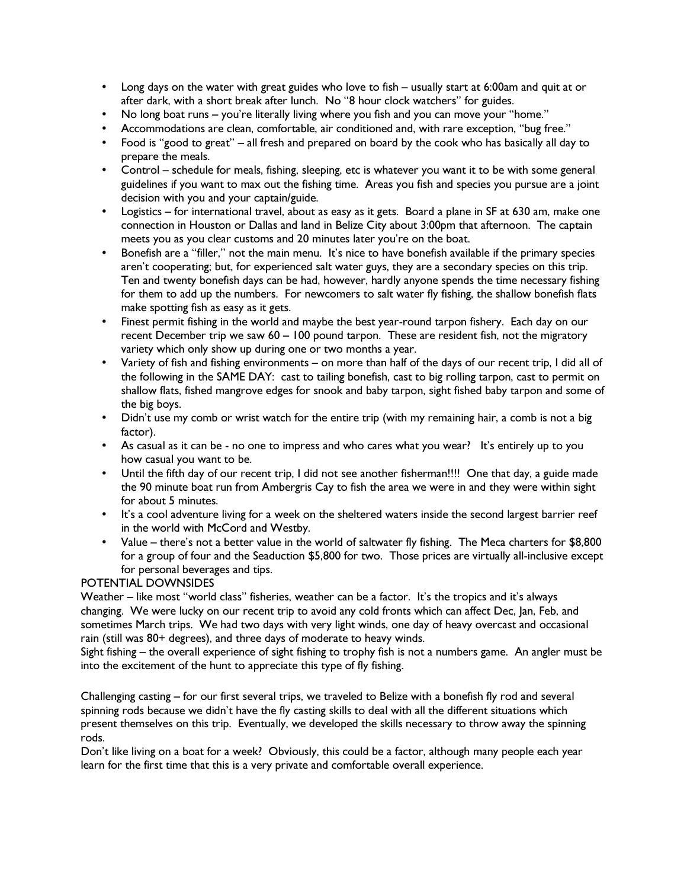- Long days on the water with great guides who love to fish – usually start at 6:00am and quit at or after dark, with a short break after lunch. No "8 hour clock watchers" for guides.
- No long boat runs – you're literally living where you fish and you can move your "home."
- Accommodations are clean, comfortable, air conditioned and, with rare exception, "bug free."
- Food is "good to great" – all fresh and prepared on board by the cook who has basically all day to prepare the meals.
- Control – schedule for meals, fishing, sleeping, etc is whatever you want it to be with some general guidelines if you want to max out the fishing time. Areas you fish and species you pursue are a joint decision with you and your captain/guide.
- Logistics – for international travel, about as easy as it gets. Board a plane in SF at 630 am, make one connection in Houston or Dallas and land in Belize City about 3:00pm that afternoon. The captain meets you as you clear customs and 20 minutes later you're on the boat.
- Bonefish are a "filler," not the main menu. It's nice to have bonefish available if the primary species aren't cooperating; but, for experienced salt water guys, they are a secondary species on this trip. Ten and twenty bonefish days can be had, however, hardly anyone spends the time necessary fishing for them to add up the numbers. For newcomers to salt water fly fishing, the shallow bonefish flats make spotting fish as easy as it gets.
- Finest permit fishing in the world and maybe the best year-round tarpon fishery. Each day on our recent December trip we saw 60 – 100 pound tarpon. These are resident fish, not the migratory variety which only show up during one or two months a year.
- Variety of fish and fishing environments – on more than half of the days of our recent trip, I did all of the following in the SAME DAY: cast to tailing bonefish, cast to big rolling tarpon, cast to permit on shallow flats, fished mangrove edges for snook and baby tarpon, sight fished baby tarpon and some of the big boys.
- Didn't use my comb or wrist watch for the entire trip (with my remaining hair, a comb is not a big factor).
- As casual as it can be - no one to impress and who cares what you wear? It's entirely up to you how casual you want to be.
- Until the fifth day of our recent trip, I did not see another fisherman!!!! One that day, a guide made the 90 minute boat run from Ambergris Cay to fish the area we were in and they were within sight for about 5 minutes.
- It's a cool adventure living for a week on the sheltered waters inside the second largest barrier reef in the world with McCord and Westby.
- Value – there's not a better value in the world of saltwater fly fishing. The Meca charters for $8,800 for a group of four and the Seaduction $5,800 for two. Those prices are virtually all-inclusive except for personal beverages and tips.

POTENTIAL DOWNSIDES

Weather – like most "world class" fisheries, weather can be a factor. It's the tropics and it's always changing. We were lucky on our recent trip to avoid any cold fronts which can affect Dec, Jan, Feb, and sometimes March trips. We had two days with very light winds, one day of heavy overcast and occasional rain (still was 80+ degrees), and three days of moderate to heavy winds.

Sight fishing – the overall experience of sight fishing to trophy fish is not a numbers game. An angler must be into the excitement of the hunt to appreciate this type of fly fishing.

Challenging casting – for our first several trips, we traveled to Belize with a bonefish fly rod and several spinning rods because we didn't have the fly casting skills to deal with all the different situations which present themselves on this trip. Eventually, we developed the skills necessary to throw away the spinning rods.

Don't like living on a boat for a week? Obviously, this could be a factor, although many people each year learn for the first time that this is a very private and comfortable overall experience.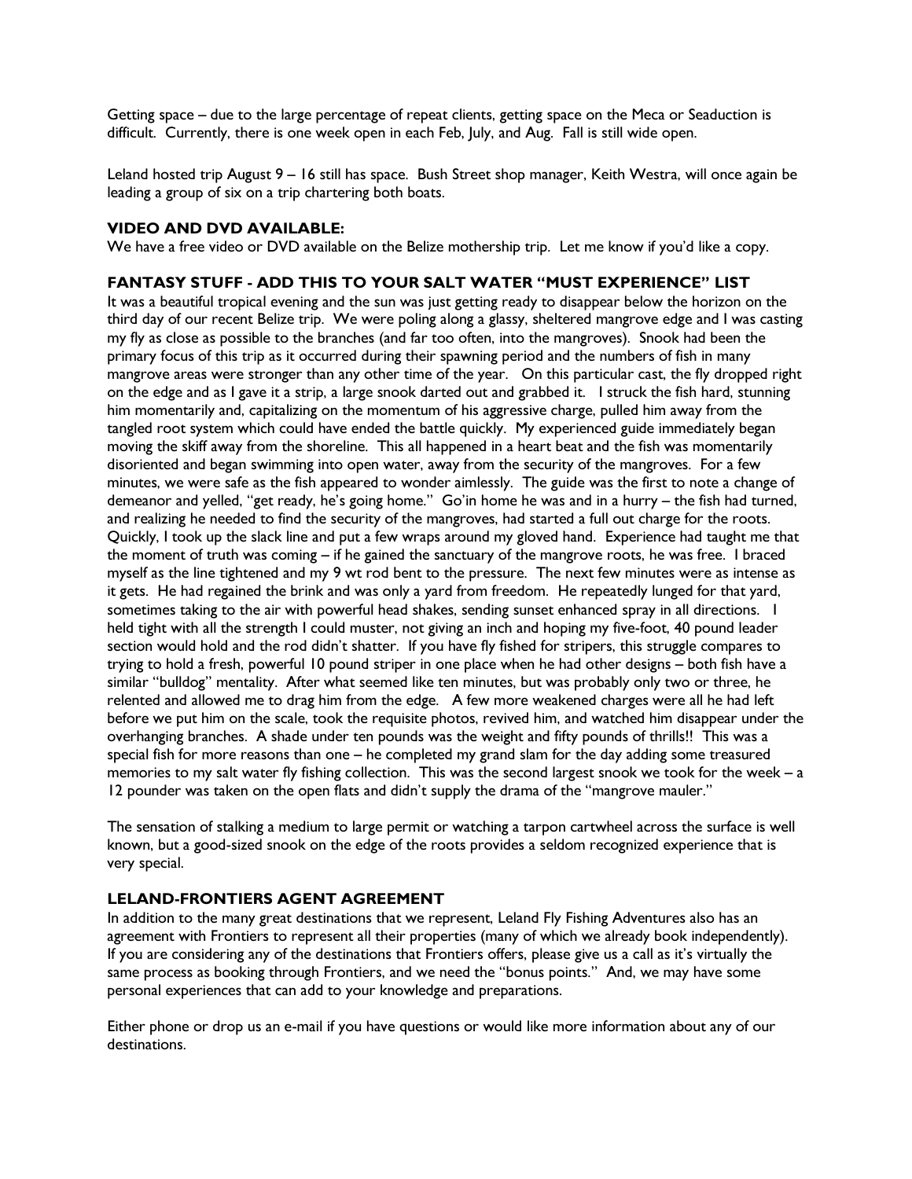Getting space – due to the large percentage of repeat clients, getting space on the Meca or Seaduction is difficult. Currently, there is one week open in each Feb, July, and Aug. Fall is still wide open.

Leland hosted trip August 9 – 16 still has space. Bush Street shop manager, Keith Westra, will once again be leading a group of six on a trip chartering both boats.

### VIDEO AND DVD AVAILABLE:

We have a free video or DVD available on the Belize mothership trip. Let me know if you'd like a copy.

### FANTASY STUFF - ADD THIS TO YOUR SALT WATER "MUST EXPERIENCE" LIST

It was a beautiful tropical evening and the sun was just getting ready to disappear below the horizon on the third day of our recent Belize trip. We were poling along a glassy, sheltered mangrove edge and I was casting my fly as close as possible to the branches (and far too often, into the mangroves). Snook had been the primary focus of this trip as it occurred during their spawning period and the numbers of fish in many mangrove areas were stronger than any other time of the year. On this particular cast, the fly dropped right on the edge and as I gave it a strip, a large snook darted out and grabbed it. I struck the fish hard, stunning him momentarily and, capitalizing on the momentum of his aggressive charge, pulled him away from the tangled root system which could have ended the battle quickly. My experienced guide immediately began moving the skiff away from the shoreline. This all happened in a heart beat and the fish was momentarily disoriented and began swimming into open water, away from the security of the mangroves. For a few minutes, we were safe as the fish appeared to wonder aimlessly. The guide was the first to note a change of demeanor and yelled, "get ready, he's going home." Go'in home he was and in a hurry – the fish had turned, and realizing he needed to find the security of the mangroves, had started a full out charge for the roots. Quickly, I took up the slack line and put a few wraps around my gloved hand. Experience had taught me that the moment of truth was coming – if he gained the sanctuary of the mangrove roots, he was free. I braced myself as the line tightened and my 9 wt rod bent to the pressure. The next few minutes were as intense as it gets. He had regained the brink and was only a yard from freedom. He repeatedly lunged for that yard, sometimes taking to the air with powerful head shakes, sending sunset enhanced spray in all directions. I held tight with all the strength I could muster, not giving an inch and hoping my five-foot, 40 pound leader section would hold and the rod didn't shatter. If you have fly fished for stripers, this struggle compares to trying to hold a fresh, powerful 10 pound striper in one place when he had other designs – both fish have a similar "bulldog" mentality. After what seemed like ten minutes, but was probably only two or three, he relented and allowed me to drag him from the edge. A few more weakened charges were all he had left before we put him on the scale, took the requisite photos, revived him, and watched him disappear under the overhanging branches. A shade under ten pounds was the weight and fifty pounds of thrills!! This was a special fish for more reasons than one – he completed my grand slam for the day adding some treasured memories to my salt water fly fishing collection. This was the second largest snook we took for the week – a 12 pounder was taken on the open flats and didn't supply the drama of the "mangrove mauler."

The sensation of stalking a medium to large permit or watching a tarpon cartwheel across the surface is well known, but a good-sized snook on the edge of the roots provides a seldom recognized experience that is very special.

### LELAND-FRONTIERS AGENT AGREEMENT

In addition to the many great destinations that we represent, Leland Fly Fishing Adventures also has an agreement with Frontiers to represent all their properties (many of which we already book independently). If you are considering any of the destinations that Frontiers offers, please give us a call as it's virtually the same process as booking through Frontiers, and we need the "bonus points." And, we may have some personal experiences that can add to your knowledge and preparations.

Either phone or drop us an e-mail if you have questions or would like more information about any of our destinations.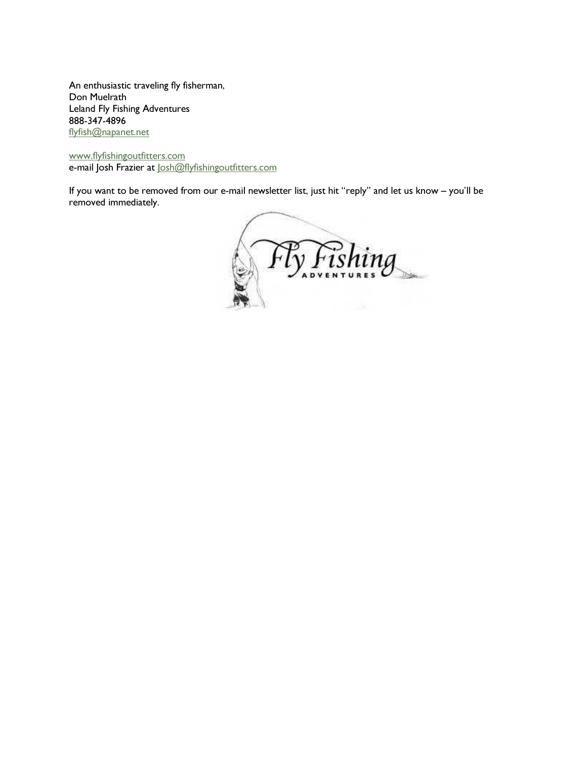An enthusiastic traveling fly fisherman,
Don Muelrath
Leland Fly Fishing Adventures
888-347-4896
flyfish@napanet.net

www.flyfishingoutfitters.com
e-mail Josh Frazier at Josh@flyfishingoutfitters.com

If you want to be removed from our e-mail newsletter list, just hit "reply" and let us know – you'll be removed immediately.